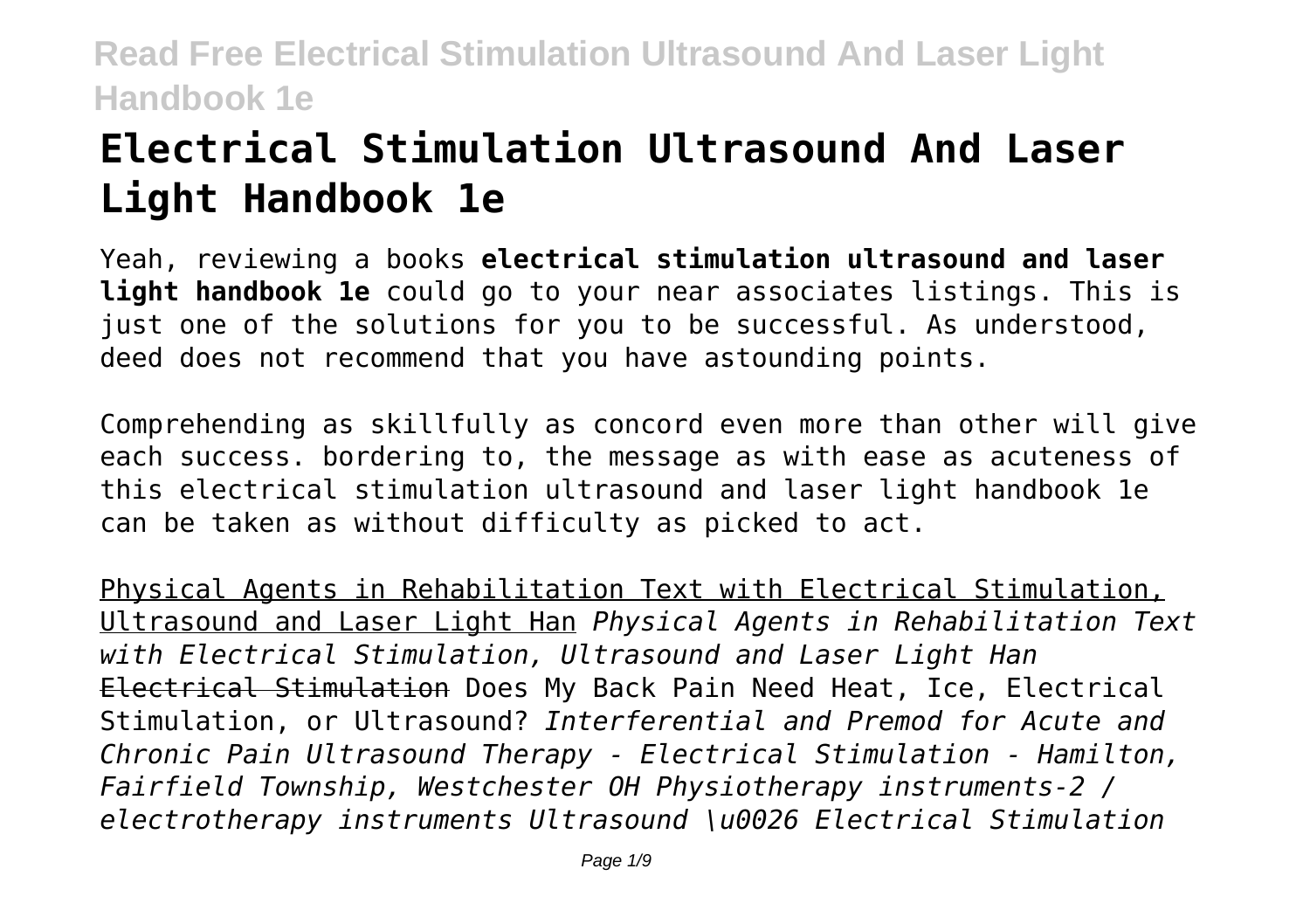# Electrical Stimulation Ultrasound And Laser Light Handbook 1e

Yeah, reviewing a books **electrical stimulation ultrasound and laser light handbook 1e** could go to your near associates listings. This is just one of the solutions for you to be successful. As understood, deed does not recommend that you have astounding points.

Comprehending as skillfully as concord even more than other will give each success. bordering to, the message as with ease as acuteness of this electrical stimulation ultrasound and laser light handbook 1e can be taken as without difficulty as picked to act.

Physical Agents in Rehabilitation Text with Electrical Stimulation, Ultrasound and Laser Light Han *Physical Agents in Rehabilitation Text with Electrical Stimulation, Ultrasound and Laser Light Han* Electrical Stimulation Does My Back Pain Need Heat, Ice, Electrical Stimulation, or Ultrasound? *Interferential and Premod for Acute and Chronic Pain Ultrasound Therapy - Electrical Stimulation - Hamilton, Fairfield Township, Westchester OH Physiotherapy instruments-2 / electrotherapy instruments Ultrasound \u0026 Electrical Stimulation*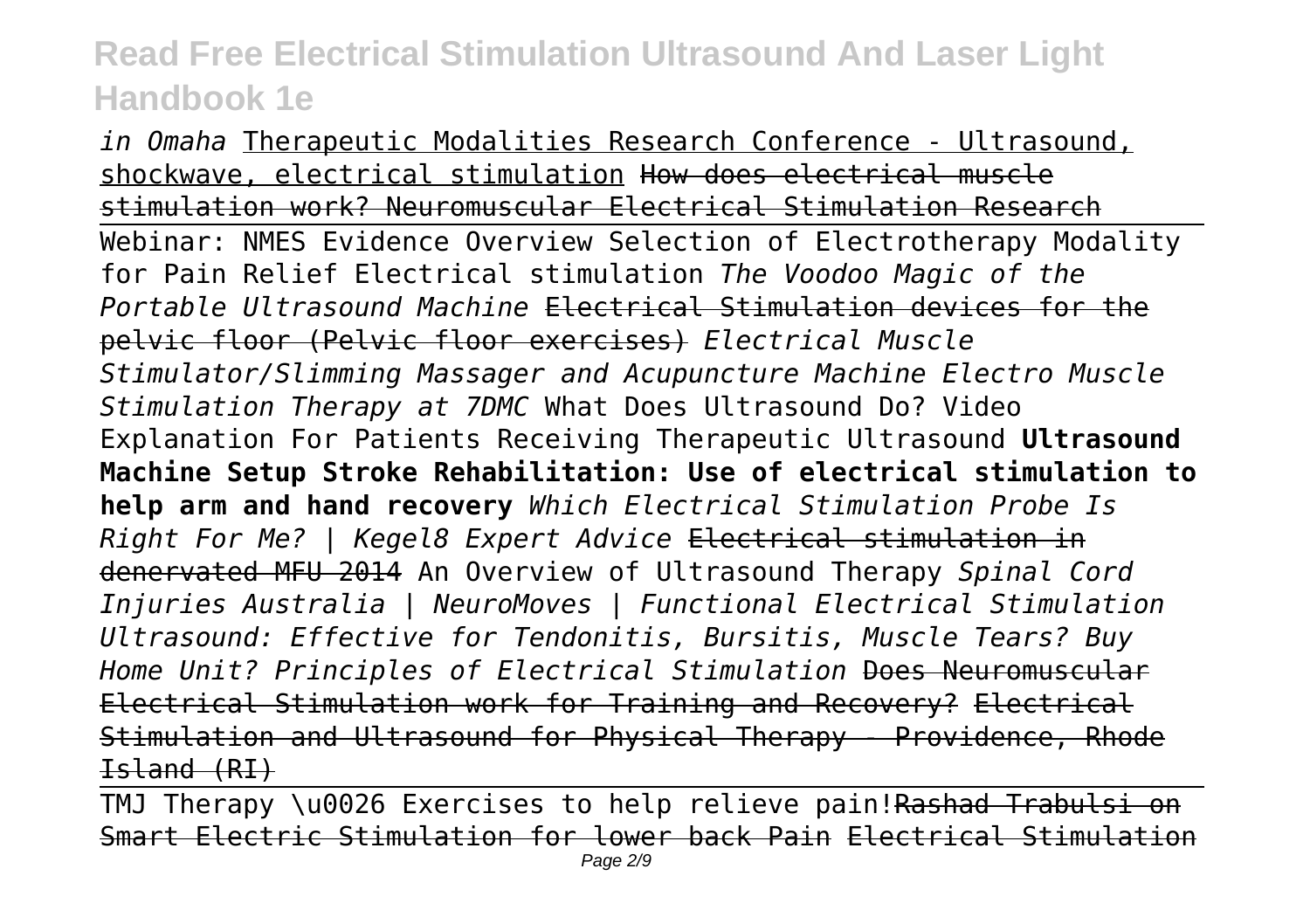*in Omaha* Therapeutic Modalities Research Conference - Ultrasound, shockwave, electrical stimulation ~~How does electrical muscle stimulation work? Neuromuscular Electrical Stimulation Research~~

Webinar: NMES Evidence Overview Selection of Electrotherapy Modality for Pain Relief Electrical stimulation *The Voodoo Magic of the Portable Ultrasound Machine* ~~Electrical Stimulation devices for the pelvic floor (Pelvic floor exercises)~~ *Electrical Muscle Stimulator/Slimming Massager and Acupuncture Machine Electro Muscle Stimulation Therapy at 7DMC* What Does Ultrasound Do? Video Explanation For Patients Receiving Therapeutic Ultrasound **Ultrasound Machine Setup Stroke Rehabilitation: Use of electrical stimulation to help arm and hand recovery** *Which Electrical Stimulation Probe Is Right For Me? | Kegel8 Expert Advice* ~~Electrical stimulation in denervated MFU 2014~~ An Overview of Ultrasound Therapy *Spinal Cord Injuries Australia | NeuroMoves | Functional Electrical Stimulation Ultrasound: Effective for Tendonitis, Bursitis, Muscle Tears? Buy Home Unit? Principles of Electrical Stimulation* ~~Does Neuromuscular Electrical Stimulation work for Training and Recovery?~~ ~~Electrical Stimulation and Ultrasound for Physical Therapy - Providence, Rhode Island (RI)~~

TMJ Therapy \u0026 Exercises to help relieve pain!~~Rashad Trabulsi on Smart Electric Stimulation for lower back Pain~~ ~~Electrical Stimulation~~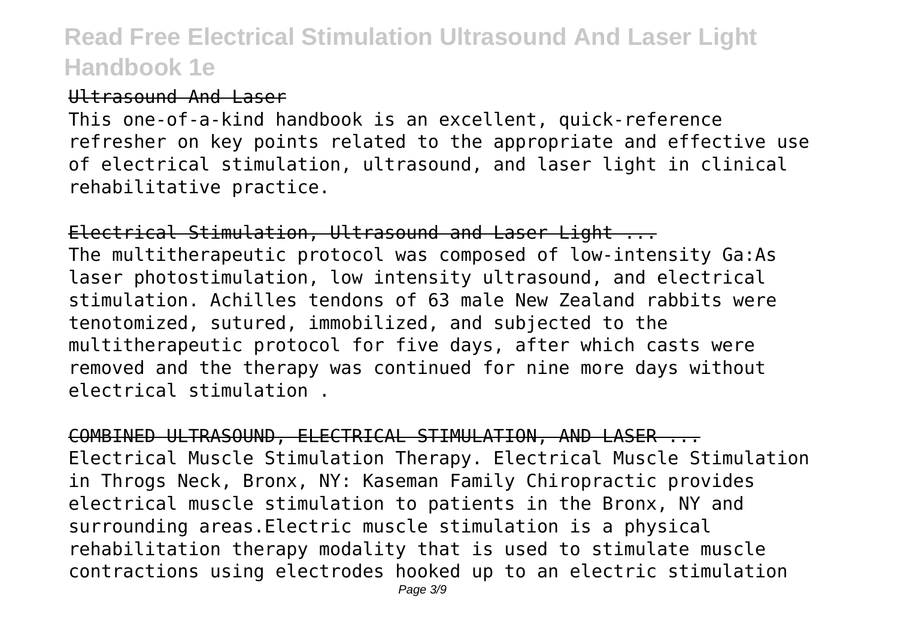Ultrasound And Laser

This one-of-a-kind handbook is an excellent, quick-reference refresher on key points related to the appropriate and effective use of electrical stimulation, ultrasound, and laser light in clinical rehabilitative practice.

Electrical Stimulation, Ultrasound and Laser Light ...

The multitherapeutic protocol was composed of low-intensity Ga:As laser photostimulation, low intensity ultrasound, and electrical stimulation. Achilles tendons of 63 male New Zealand rabbits were tenotomized, sutured, immobilized, and subjected to the multitherapeutic protocol for five days, after which casts were removed and the therapy was continued for nine more days without electrical stimulation .

COMBINED ULTRASOUND, ELECTRICAL STIMULATION, AND LASER ...

Electrical Muscle Stimulation Therapy. Electrical Muscle Stimulation in Throgs Neck, Bronx, NY: Kaseman Family Chiropractic provides electrical muscle stimulation to patients in the Bronx, NY and surrounding areas.Electric muscle stimulation is a physical rehabilitation therapy modality that is used to stimulate muscle contractions using electrodes hooked up to an electric stimulation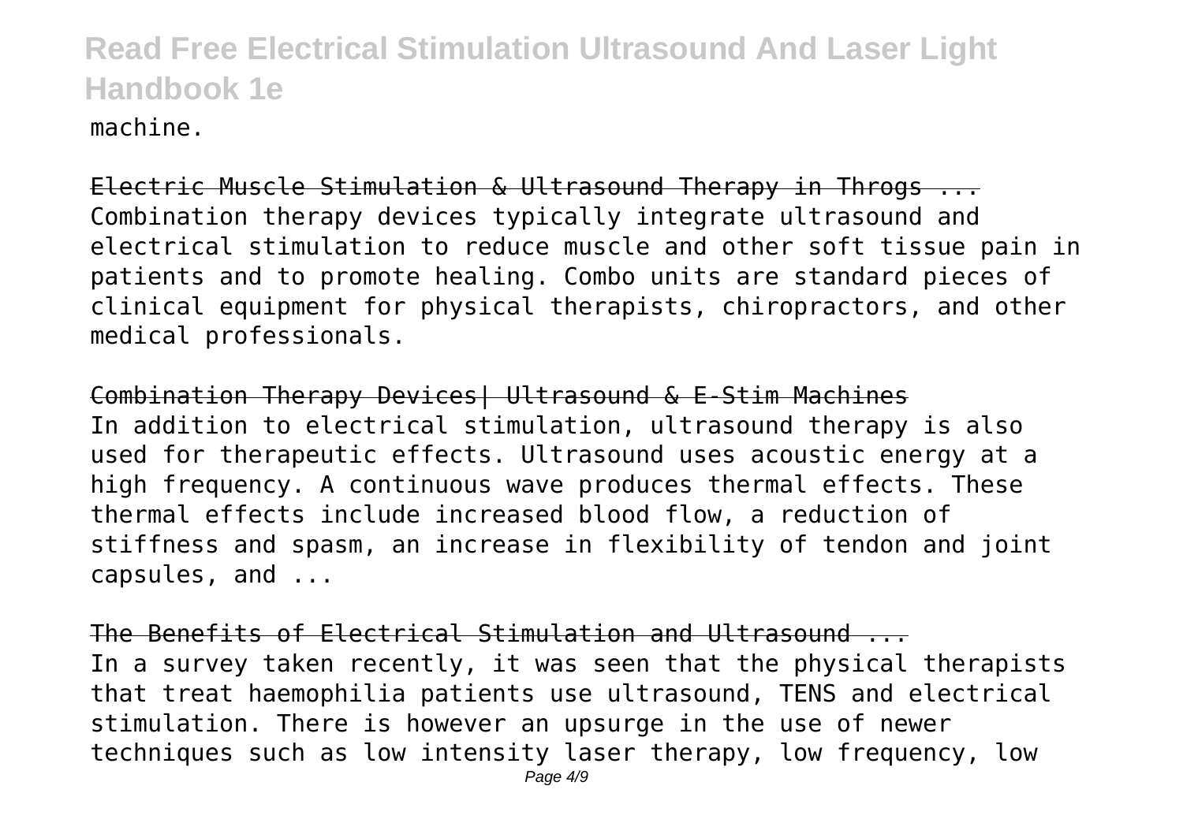machine.

Electric Muscle Stimulation & Ultrasound Therapy in Throgs ...
Combination therapy devices typically integrate ultrasound and electrical stimulation to reduce muscle and other soft tissue pain in patients and to promote healing. Combo units are standard pieces of clinical equipment for physical therapists, chiropractors, and other medical professionals.

Combination Therapy Devices| Ultrasound & E-Stim Machines
In addition to electrical stimulation, ultrasound therapy is also used for therapeutic effects. Ultrasound uses acoustic energy at a high frequency. A continuous wave produces thermal effects. These thermal effects include increased blood flow, a reduction of stiffness and spasm, an increase in flexibility of tendon and joint capsules, and ...

The Benefits of Electrical Stimulation and Ultrasound ...
In a survey taken recently, it was seen that the physical therapists that treat haemophilia patients use ultrasound, TENS and electrical stimulation. There is however an upsurge in the use of newer techniques such as low intensity laser therapy, low frequency, low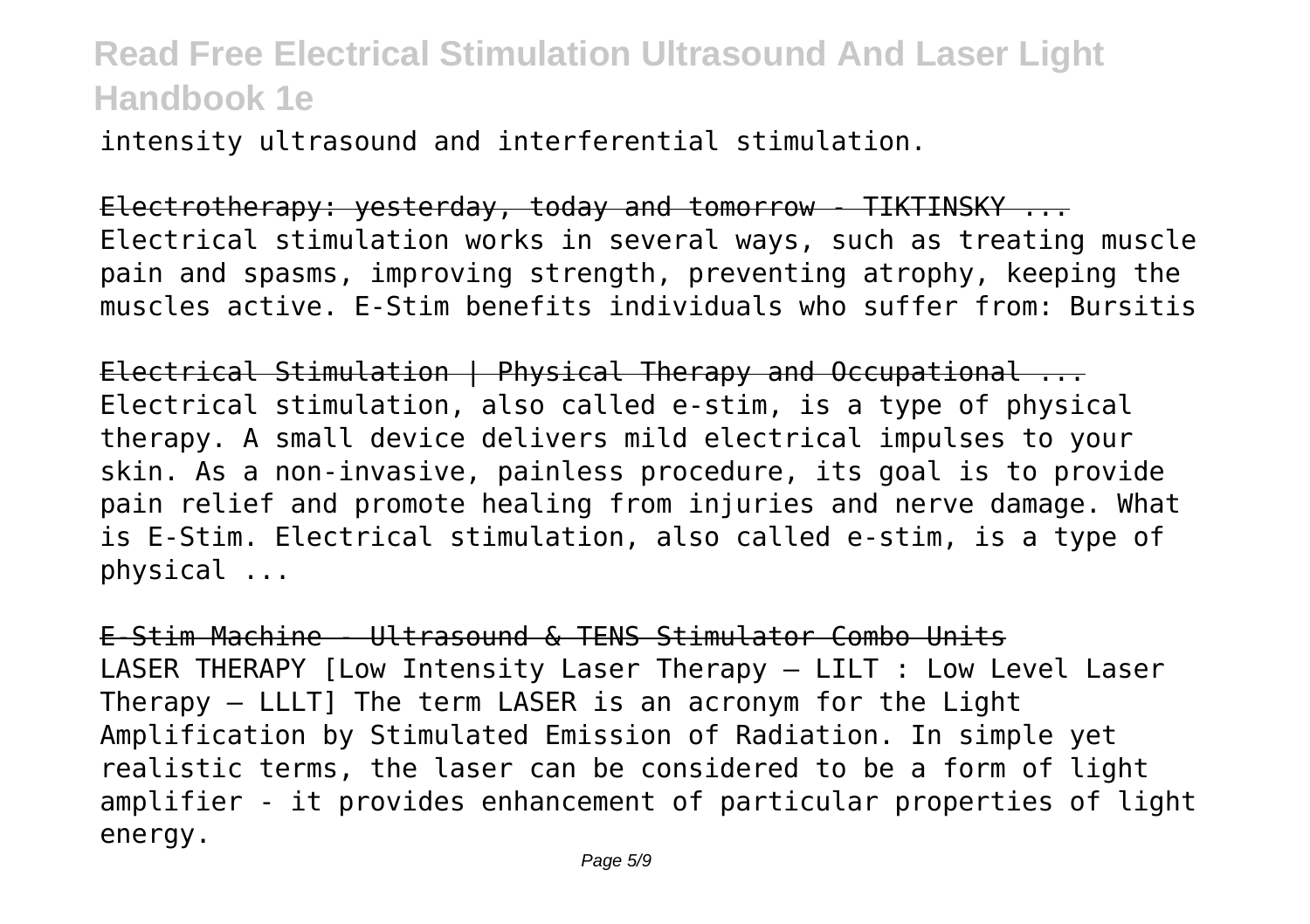intensity ultrasound and interferential stimulation.

Electrotherapy: yesterday, today and tomorrow - TIKTINSKY ...
Electrical stimulation works in several ways, such as treating muscle pain and spasms, improving strength, preventing atrophy, keeping the muscles active. E-Stim benefits individuals who suffer from: Bursitis

Electrical Stimulation | Physical Therapy and Occupational ...
Electrical stimulation, also called e-stim, is a type of physical therapy. A small device delivers mild electrical impulses to your skin. As a non-invasive, painless procedure, its goal is to provide pain relief and promote healing from injuries and nerve damage. What is E-Stim. Electrical stimulation, also called e-stim, is a type of physical ...

E-Stim Machine - Ultrasound & TENS Stimulator Combo Units
LASER THERAPY [Low Intensity Laser Therapy – LILT : Low Level Laser Therapy – LLLT] The term LASER is an acronym for the Light Amplification by Stimulated Emission of Radiation. In simple yet realistic terms, the laser can be considered to be a form of light amplifier - it provides enhancement of particular properties of light energy.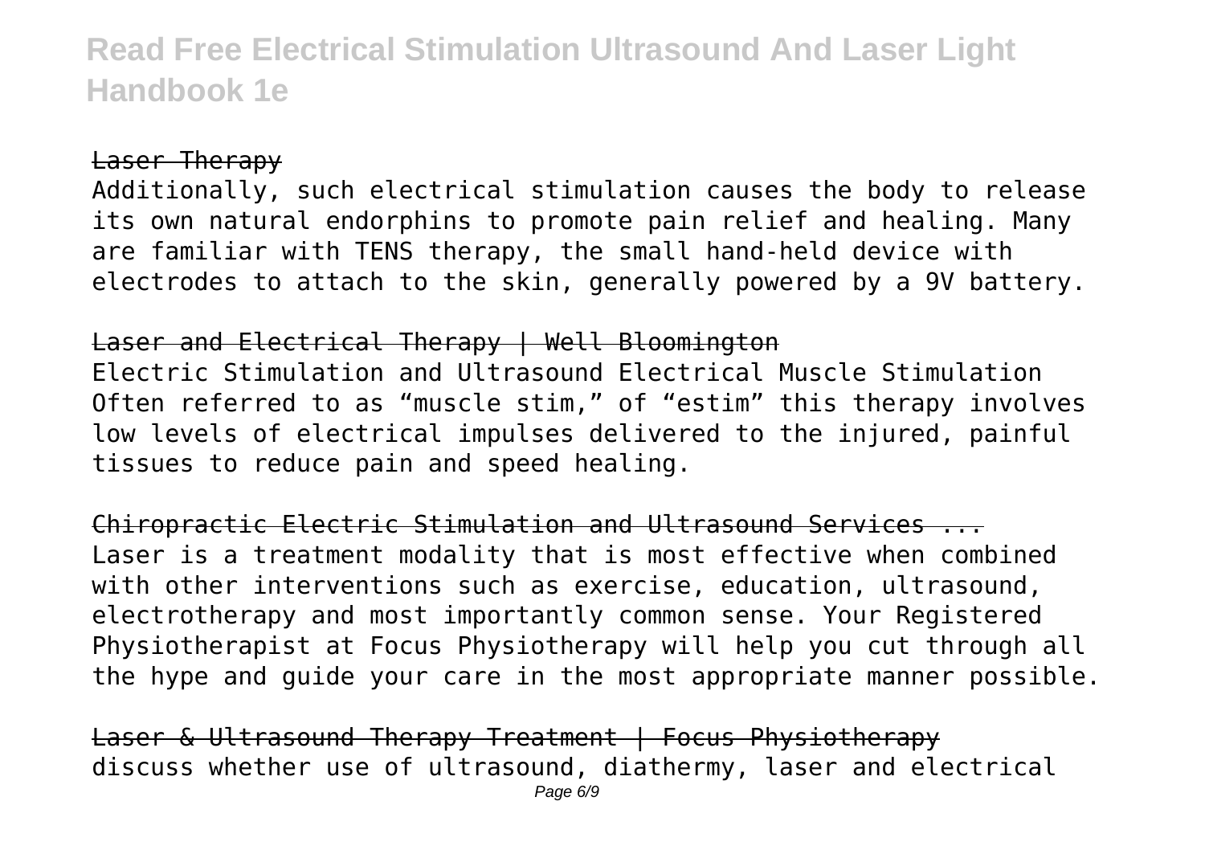Laser Therapy

Additionally, such electrical stimulation causes the body to release its own natural endorphins to promote pain relief and healing. Many are familiar with TENS therapy, the small hand-held device with electrodes to attach to the skin, generally powered by a 9V battery.

Laser and Electrical Therapy | Well Bloomington

Electric Stimulation and Ultrasound Electrical Muscle Stimulation Often referred to as "muscle stim," of "estim" this therapy involves low levels of electrical impulses delivered to the injured, painful tissues to reduce pain and speed healing.

Chiropractic Electric Stimulation and Ultrasound Services ...

Laser is a treatment modality that is most effective when combined with other interventions such as exercise, education, ultrasound, electrotherapy and most importantly common sense. Your Registered Physiotherapist at Focus Physiotherapy will help you cut through all the hype and guide your care in the most appropriate manner possible.

Laser & Ultrasound Therapy Treatment | Focus Physiotherapy

discuss whether use of ultrasound, diathermy, laser and electrical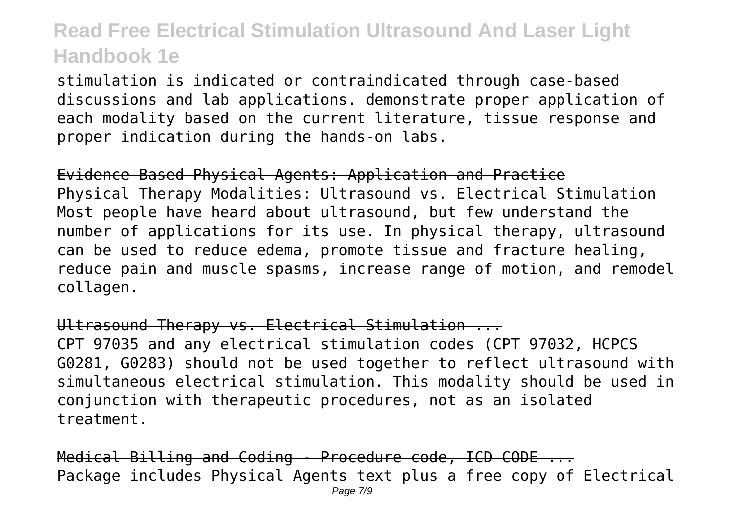stimulation is indicated or contraindicated through case-based discussions and lab applications. demonstrate proper application of each modality based on the current literature, tissue response and proper indication during the hands-on labs.

~~Evidence-Based Physical Agents: Application and Practice~~

Physical Therapy Modalities: Ultrasound vs. Electrical Stimulation Most people have heard about ultrasound, but few understand the number of applications for its use. In physical therapy, ultrasound can be used to reduce edema, promote tissue and fracture healing, reduce pain and muscle spasms, increase range of motion, and remodel collagen.

~~Ultrasound Therapy vs. Electrical Stimulation ...~~

CPT 97035 and any electrical stimulation codes (CPT 97032, HCPCS G0281, G0283) should not be used together to reflect ultrasound with simultaneous electrical stimulation. This modality should be used in conjunction with therapeutic procedures, not as an isolated treatment.

~~Medical Billing and Coding - Procedure code, ICD CODE ...~~

Package includes Physical Agents text plus a free copy of Electrical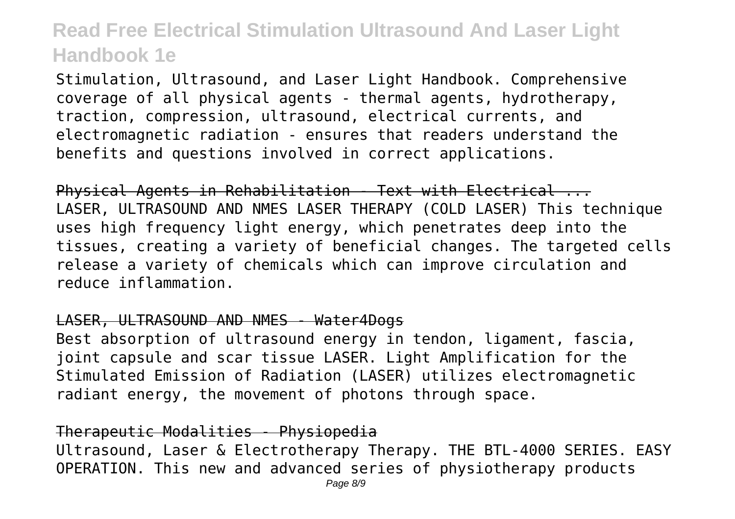Stimulation, Ultrasound, and Laser Light Handbook. Comprehensive coverage of all physical agents - thermal agents, hydrotherapy, traction, compression, ultrasound, electrical currents, and electromagnetic radiation - ensures that readers understand the benefits and questions involved in correct applications.

~~Physical Agents in Rehabilitation - Text with Electrical ...~~

LASER, ULTRASOUND AND NMES LASER THERAPY (COLD LASER) This technique uses high frequency light energy, which penetrates deep into the tissues, creating a variety of beneficial changes. The targeted cells release a variety of chemicals which can improve circulation and reduce inflammation.

~~LASER, ULTRASOUND AND NMES - Water4Dogs~~

Best absorption of ultrasound energy in tendon, ligament, fascia, joint capsule and scar tissue LASER. Light Amplification for the Stimulated Emission of Radiation (LASER) utilizes electromagnetic radiant energy, the movement of photons through space.

~~Therapeutic Modalities - Physiopedia~~

Ultrasound, Laser & Electrotherapy Therapy. THE BTL-4000 SERIES. EASY OPERATION. This new and advanced series of physiotherapy products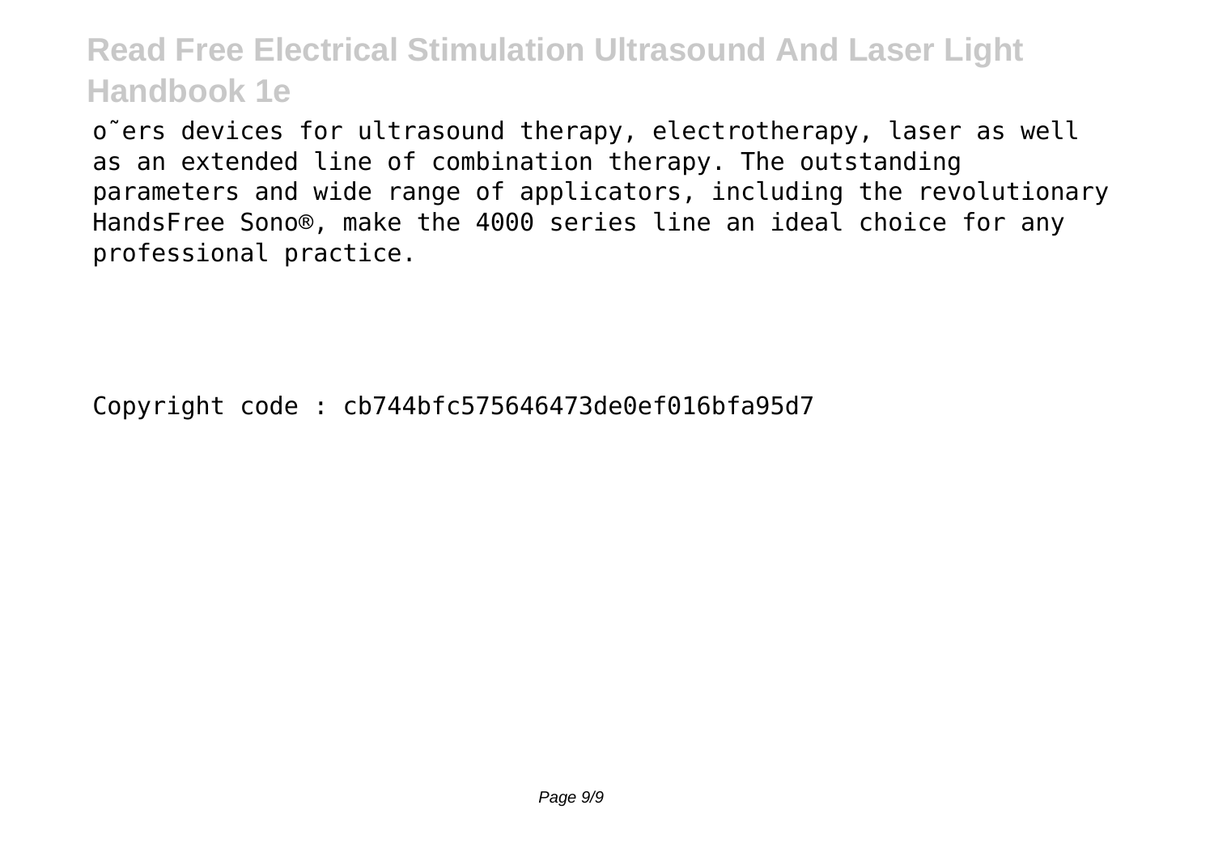o˜ers devices for ultrasound therapy, electrotherapy, laser as well as an extended line of combination therapy. The outstanding parameters and wide range of applicators, including the revolutionary HandsFree Sono®, make the 4000 series line an ideal choice for any professional practice.

Copyright code : cb744bfc575646473de0ef016bfa95d7